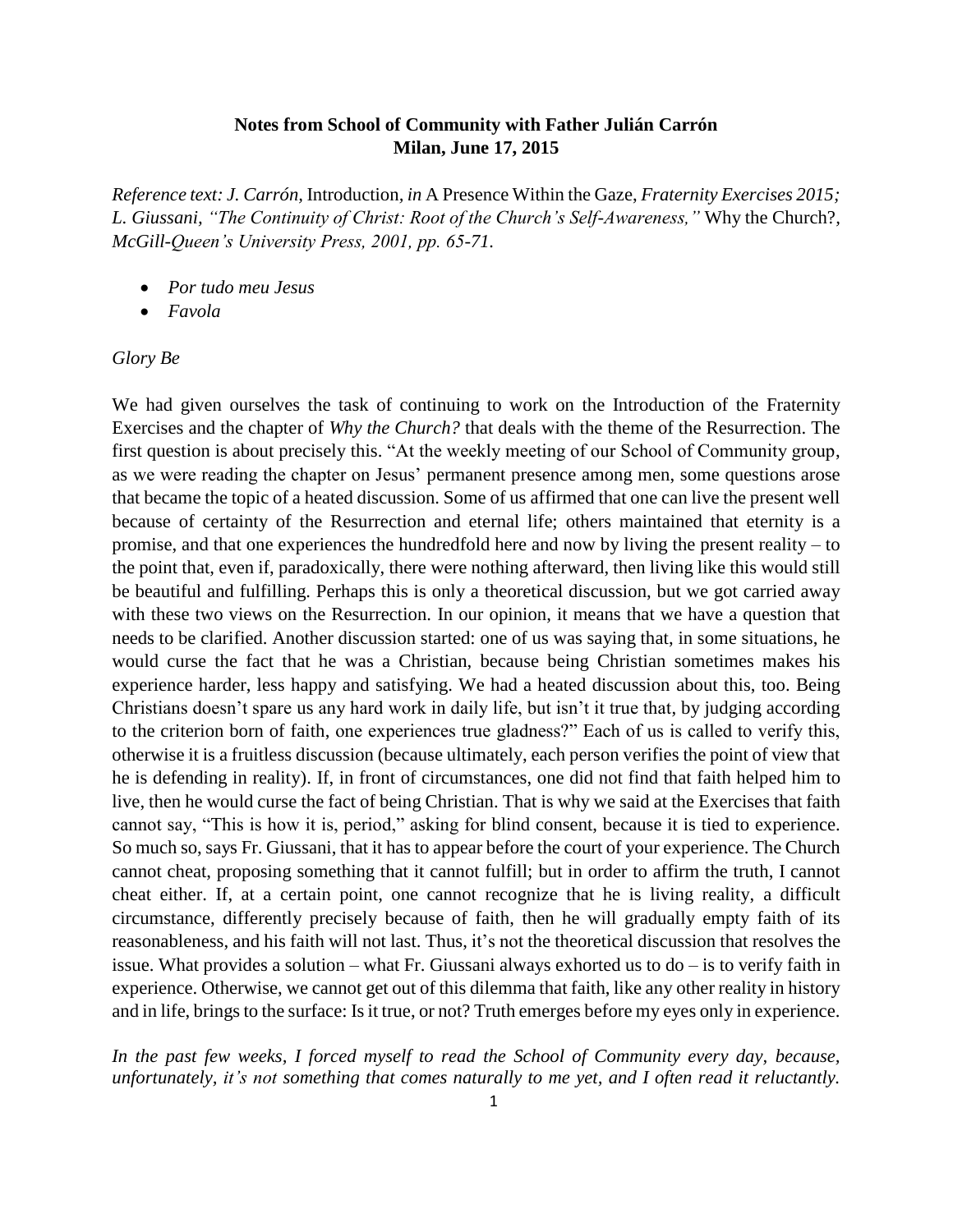**Notes from School of Community with Father Julián Carrón**
**Milan, June 17, 2015**

*Reference text: J. Carrón,* Introduction, *in* A Presence Within the Gaze, *Fraternity Exercises 2015; L. Giussani, "The Continuity of Christ: Root of the Church's Self-Awareness,"* Why the Church?, *McGill-Queen's University Press, 2001, pp. 65-71.*

- *Por tudo meu Jesus*
- *Favola*

*Glory Be*

We had given ourselves the task of continuing to work on the Introduction of the Fraternity Exercises and the chapter of *Why the Church?* that deals with the theme of the Resurrection. The first question is about precisely this. "At the weekly meeting of our School of Community group, as we were reading the chapter on Jesus' permanent presence among men, some questions arose that became the topic of a heated discussion. Some of us affirmed that one can live the present well because of certainty of the Resurrection and eternal life; others maintained that eternity is a promise, and that one experiences the hundredfold here and now by living the present reality – to the point that, even if, paradoxically, there were nothing afterward, then living like this would still be beautiful and fulfilling. Perhaps this is only a theoretical discussion, but we got carried away with these two views on the Resurrection. In our opinion, it means that we have a question that needs to be clarified. Another discussion started: one of us was saying that, in some situations, he would curse the fact that he was a Christian, because being Christian sometimes makes his experience harder, less happy and satisfying. We had a heated discussion about this, too. Being Christians doesn't spare us any hard work in daily life, but isn't it true that, by judging according to the criterion born of faith, one experiences true gladness?" Each of us is called to verify this, otherwise it is a fruitless discussion (because ultimately, each person verifies the point of view that he is defending in reality). If, in front of circumstances, one did not find that faith helped him to live, then he would curse the fact of being Christian. That is why we said at the Exercises that faith cannot say, "This is how it is, period," asking for blind consent, because it is tied to experience. So much so, says Fr. Giussani, that it has to appear before the court of your experience. The Church cannot cheat, proposing something that it cannot fulfill; but in order to affirm the truth, I cannot cheat either. If, at a certain point, one cannot recognize that he is living reality, a difficult circumstance, differently precisely because of faith, then he will gradually empty faith of its reasonableness, and his faith will not last. Thus, it's not the theoretical discussion that resolves the issue. What provides a solution – what Fr. Giussani always exhorted us to do – is to verify faith in experience. Otherwise, we cannot get out of this dilemma that faith, like any other reality in history and in life, brings to the surface: Is it true, or not? Truth emerges before my eyes only in experience.

*In the past few weeks, I forced myself to read the School of Community every day, because, unfortunately, it's not something that comes naturally to me yet, and I often read it reluctantly.*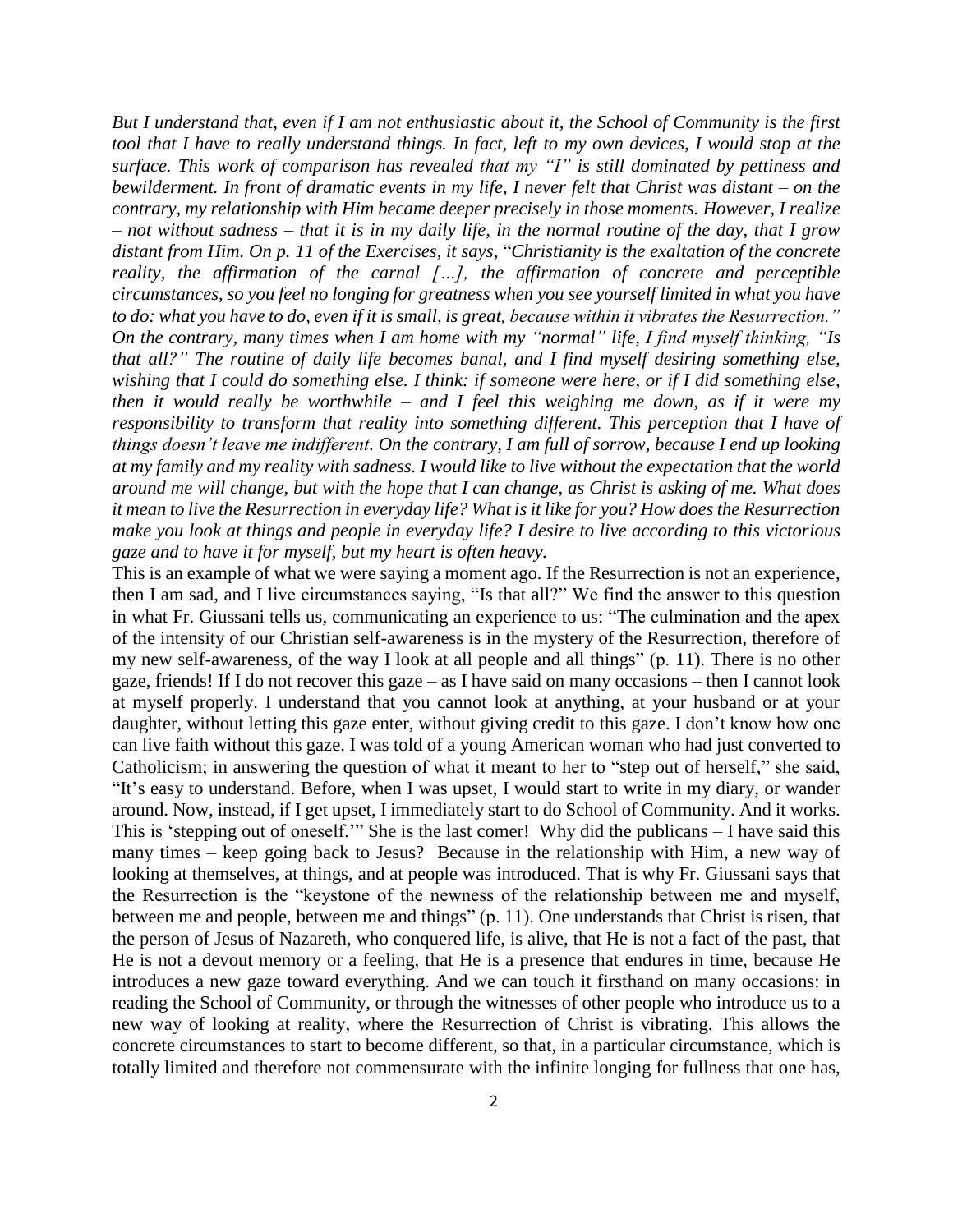*But I understand that, even if I am not enthusiastic about it, the School of Community is the first tool that I have to really understand things. In fact, left to my own devices, I would stop at the surface. This work of comparison has revealed that my "I" is still dominated by pettiness and bewilderment. In front of dramatic events in my life, I never felt that Christ was distant – on the contrary, my relationship with Him became deeper precisely in those moments. However, I realize – not without sadness – that it is in my daily life, in the normal routine of the day, that I grow distant from Him. On p. 11 of the Exercises, it says,* "*Christianity is the exaltation of the concrete reality, the affirmation of the carnal […], the affirmation of concrete and perceptible circumstances, so you feel no longing for greatness when you see yourself limited in what you have to do: what you have to do, even if it is small, is great, because within it vibrates the Resurrection." On the contrary, many times when I am home with my "normal" life, I find myself thinking, "Is that all?" The routine of daily life becomes banal, and I find myself desiring something else, wishing that I could do something else. I think: if someone were here, or if I did something else, then it would really be worthwhile – and I feel this weighing me down, as if it were my responsibility to transform that reality into something different. This perception that I have of things doesn't leave me indifferent. On the contrary, I am full of sorrow, because I end up looking at my family and my reality with sadness. I would like to live without the expectation that the world around me will change, but with the hope that I can change, as Christ is asking of me. What does it mean to live the Resurrection in everyday life? What is it like for you? How does the Resurrection make you look at things and people in everyday life? I desire to live according to this victorious gaze and to have it for myself, but my heart is often heavy.*

This is an example of what we were saying a moment ago. If the Resurrection is not an experience, then I am sad, and I live circumstances saying, "Is that all?" We find the answer to this question in what Fr. Giussani tells us, communicating an experience to us: "The culmination and the apex of the intensity of our Christian self-awareness is in the mystery of the Resurrection, therefore of my new self-awareness, of the way I look at all people and all things" (p. 11). There is no other gaze, friends! If I do not recover this gaze – as I have said on many occasions – then I cannot look at myself properly. I understand that you cannot look at anything, at your husband or at your daughter, without letting this gaze enter, without giving credit to this gaze. I don't know how one can live faith without this gaze. I was told of a young American woman who had just converted to Catholicism; in answering the question of what it meant to her to "step out of herself," she said, "It's easy to understand. Before, when I was upset, I would start to write in my diary, or wander around. Now, instead, if I get upset, I immediately start to do School of Community. And it works. This is 'stepping out of oneself.'" She is the last comer! Why did the publicans – I have said this many times – keep going back to Jesus? Because in the relationship with Him, a new way of looking at themselves, at things, and at people was introduced. That is why Fr. Giussani says that the Resurrection is the "keystone of the newness of the relationship between me and myself, between me and people, between me and things" (p. 11). One understands that Christ is risen, that the person of Jesus of Nazareth, who conquered life, is alive, that He is not a fact of the past, that He is not a devout memory or a feeling, that He is a presence that endures in time, because He introduces a new gaze toward everything. And we can touch it firsthand on many occasions: in reading the School of Community, or through the witnesses of other people who introduce us to a new way of looking at reality, where the Resurrection of Christ is vibrating. This allows the concrete circumstances to start to become different, so that, in a particular circumstance, which is totally limited and therefore not commensurate with the infinite longing for fullness that one has,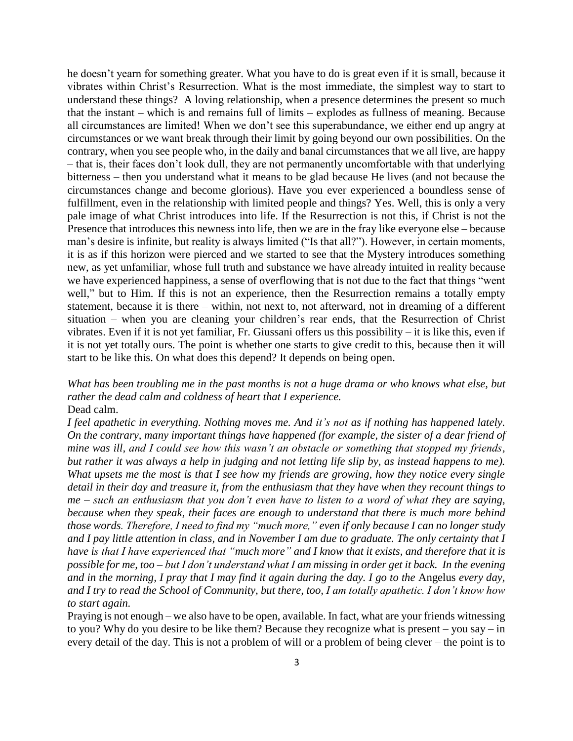he doesn't yearn for something greater. What you have to do is great even if it is small, because it vibrates within Christ's Resurrection. What is the most immediate, the simplest way to start to understand these things? A loving relationship, when a presence determines the present so much that the instant – which is and remains full of limits – explodes as fullness of meaning. Because all circumstances are limited! When we don't see this superabundance, we either end up angry at circumstances or we want break through their limit by going beyond our own possibilities. On the contrary, when you see people who, in the daily and banal circumstances that we all live, are happy – that is, their faces don't look dull, they are not permanently uncomfortable with that underlying bitterness – then you understand what it means to be glad because He lives (and not because the circumstances change and become glorious). Have you ever experienced a boundless sense of fulfillment, even in the relationship with limited people and things? Yes. Well, this is only a very pale image of what Christ introduces into life. If the Resurrection is not this, if Christ is not the Presence that introduces this newness into life, then we are in the fray like everyone else – because man's desire is infinite, but reality is always limited ("Is that all?"). However, in certain moments, it is as if this horizon were pierced and we started to see that the Mystery introduces something new, as yet unfamiliar, whose full truth and substance we have already intuited in reality because we have experienced happiness, a sense of overflowing that is not due to the fact that things "went well," but to Him. If this is not an experience, then the Resurrection remains a totally empty statement, because it is there – within, not next to, not afterward, not in dreaming of a different situation – when you are cleaning your children's rear ends, that the Resurrection of Christ vibrates. Even if it is not yet familiar, Fr. Giussani offers us this possibility – it is like this, even if it is not yet totally ours. The point is whether one starts to give credit to this, because then it will start to be like this. On what does this depend? It depends on being open.

*What has been troubling me in the past months is not a huge drama or who knows what else, but rather the dead calm and coldness of heart that I experience.*
Dead calm.
*I feel apathetic in everything. Nothing moves me. And it's not as if nothing has happened lately. On the contrary, many important things have happened (for example, the sister of a dear friend of mine was ill, and I could see how this wasn't an obstacle or something that stopped my friends, but rather it was always a help in judging and not letting life slip by, as instead happens to me). What upsets me the most is that I see how my friends are growing, how they notice every single detail in their day and treasure it, from the enthusiasm that they have when they recount things to me – such an enthusiasm that you don't even have to listen to a word of what they are saying, because when they speak, their faces are enough to understand that there is much more behind those words. Therefore, I need to find my "much more," even if only because I can no longer study and I pay little attention in class, and in November I am due to graduate. The only certainty that I have is that I have experienced that "much more" and I know that it exists, and therefore that it is possible for me, too – but I don't understand what I am missing in order get it back. In the evening and in the morning, I pray that I may find it again during the day. I go to the* Angelus *every day, and I try to read the School of Community, but there, too, I am totally apathetic. I don't know how to start again.*
Praying is not enough – we also have to be open, available. In fact, what are your friends witnessing to you? Why do you desire to be like them? Because they recognize what is present – you say – in every detail of the day. This is not a problem of will or a problem of being clever – the point is to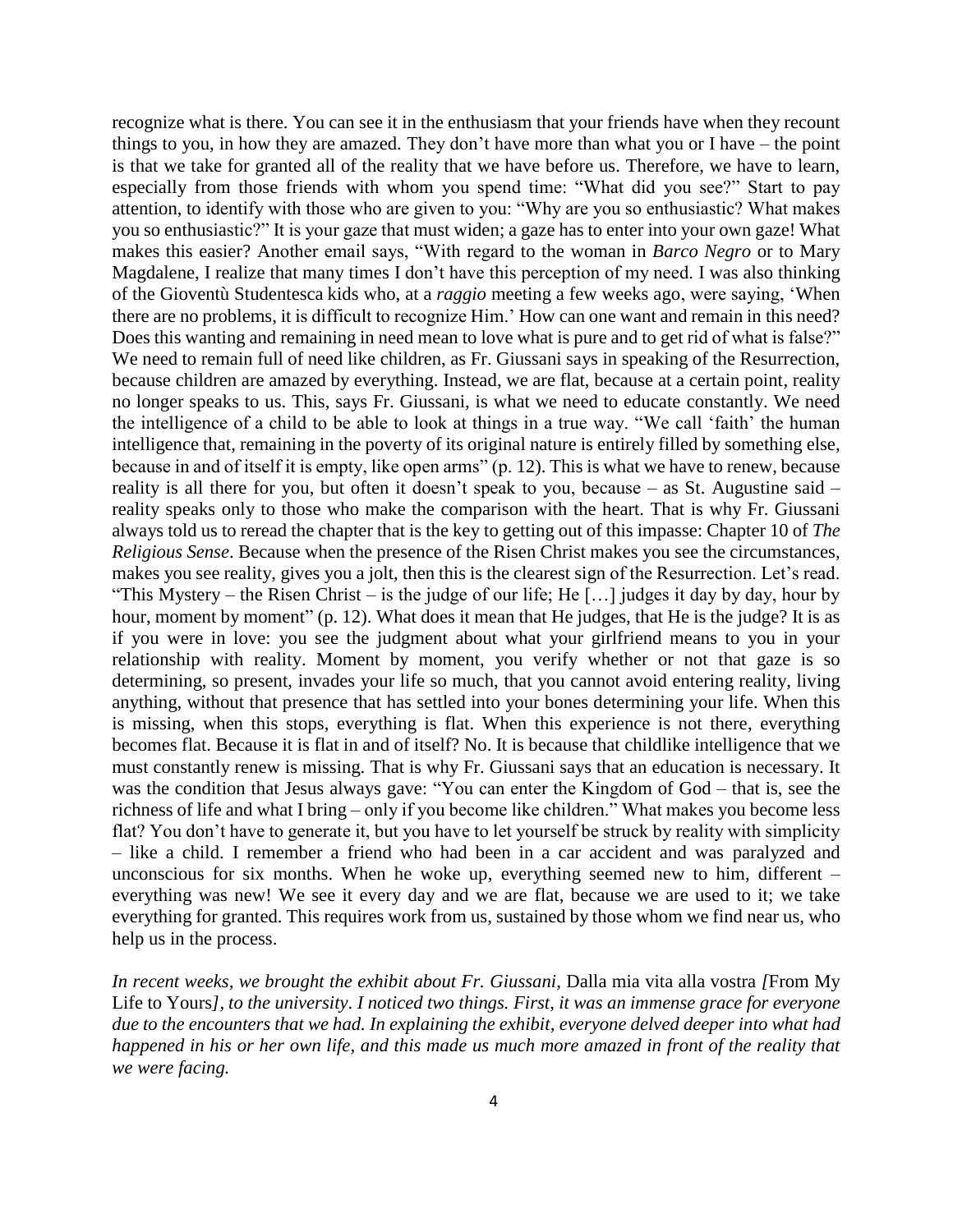recognize what is there. You can see it in the enthusiasm that your friends have when they recount things to you, in how they are amazed. They don't have more than what you or I have – the point is that we take for granted all of the reality that we have before us. Therefore, we have to learn, especially from those friends with whom you spend time: "What did you see?" Start to pay attention, to identify with those who are given to you: "Why are you so enthusiastic? What makes you so enthusiastic?" It is your gaze that must widen; a gaze has to enter into your own gaze! What makes this easier? Another email says, "With regard to the woman in *Barco Negro* or to Mary Magdalene, I realize that many times I don't have this perception of my need. I was also thinking of the Gioventù Studentesca kids who, at a *raggio* meeting a few weeks ago, were saying, 'When there are no problems, it is difficult to recognize Him.' How can one want and remain in this need? Does this wanting and remaining in need mean to love what is pure and to get rid of what is false?" We need to remain full of need like children, as Fr. Giussani says in speaking of the Resurrection, because children are amazed by everything. Instead, we are flat, because at a certain point, reality no longer speaks to us. This, says Fr. Giussani, is what we need to educate constantly. We need the intelligence of a child to be able to look at things in a true way. "We call 'faith' the human intelligence that, remaining in the poverty of its original nature is entirely filled by something else, because in and of itself it is empty, like open arms" (p. 12). This is what we have to renew, because reality is all there for you, but often it doesn't speak to you, because – as St. Augustine said – reality speaks only to those who make the comparison with the heart. That is why Fr. Giussani always told us to reread the chapter that is the key to getting out of this impasse: Chapter 10 of *The Religious Sense*. Because when the presence of the Risen Christ makes you see the circumstances, makes you see reality, gives you a jolt, then this is the clearest sign of the Resurrection. Let's read. "This Mystery – the Risen Christ – is the judge of our life; He […] judges it day by day, hour by hour, moment by moment" (p. 12). What does it mean that He judges, that He is the judge? It is as if you were in love: you see the judgment about what your girlfriend means to you in your relationship with reality. Moment by moment, you verify whether or not that gaze is so determining, so present, invades your life so much, that you cannot avoid entering reality, living anything, without that presence that has settled into your bones determining your life. When this is missing, when this stops, everything is flat. When this experience is not there, everything becomes flat. Because it is flat in and of itself? No. It is because that childlike intelligence that we must constantly renew is missing. That is why Fr. Giussani says that an education is necessary. It was the condition that Jesus always gave: "You can enter the Kingdom of God – that is, see the richness of life and what I bring – only if you become like children." What makes you become less flat? You don't have to generate it, but you have to let yourself be struck by reality with simplicity – like a child. I remember a friend who had been in a car accident and was paralyzed and unconscious for six months. When he woke up, everything seemed new to him, different – everything was new! We see it every day and we are flat, because we are used to it; we take everything for granted. This requires work from us, sustained by those whom we find near us, who help us in the process.

*In recent weeks, we brought the exhibit about Fr. Giussani,* Dalla mia vita alla vostra *[*From My Life to Yours*], to the university. I noticed two things. First, it was an immense grace for everyone due to the encounters that we had. In explaining the exhibit, everyone delved deeper into what had happened in his or her own life, and this made us much more amazed in front of the reality that we were facing.*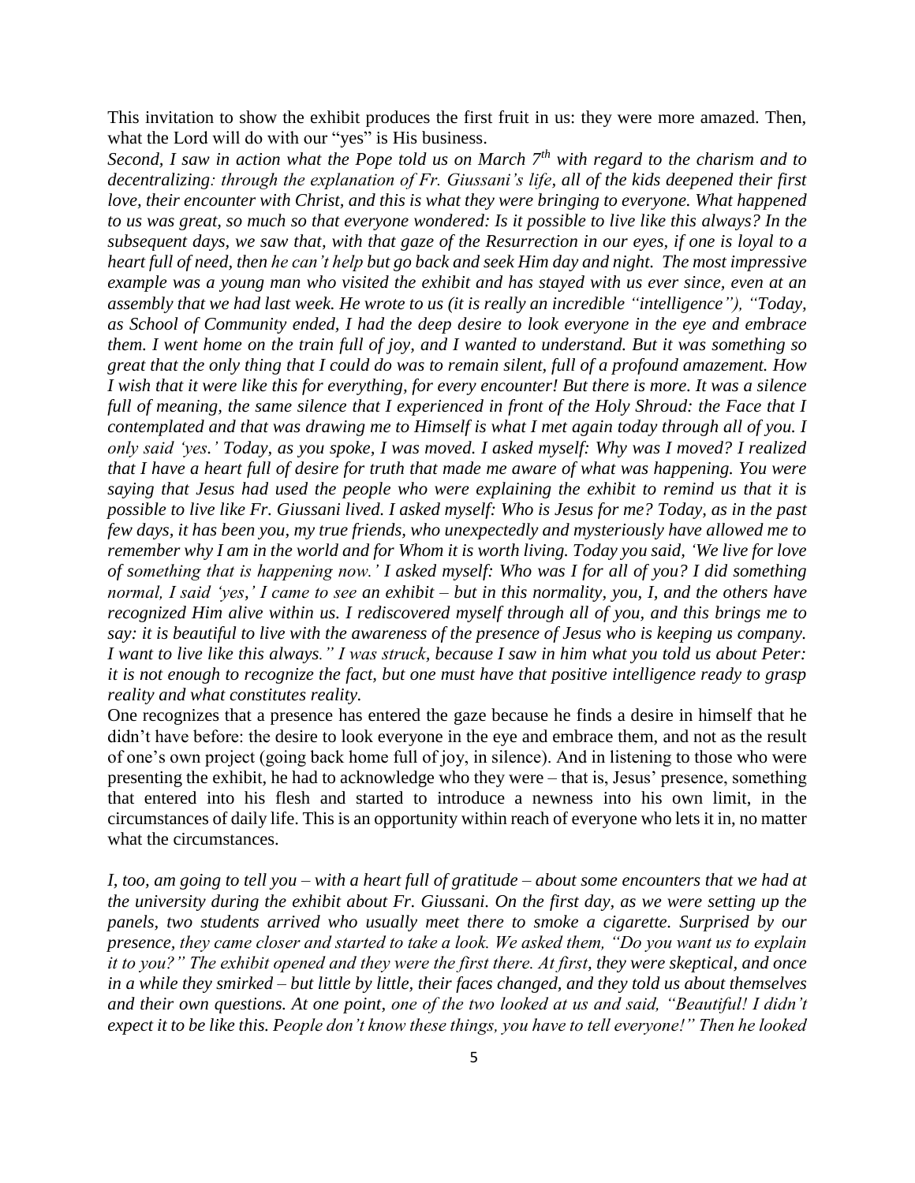This invitation to show the exhibit produces the first fruit in us: they were more amazed. Then, what the Lord will do with our "yes" is His business.

*Second, I saw in action what the Pope told us on March 7th with regard to the charism and to decentralizing: through the explanation of Fr. Giussani's life, all of the kids deepened their first love, their encounter with Christ, and this is what they were bringing to everyone. What happened to us was great, so much so that everyone wondered: Is it possible to live like this always? In the subsequent days, we saw that, with that gaze of the Resurrection in our eyes, if one is loyal to a heart full of need, then he can't help but go back and seek Him day and night. The most impressive example was a young man who visited the exhibit and has stayed with us ever since, even at an assembly that we had last week. He wrote to us (it is really an incredible "intelligence"), "Today, as School of Community ended, I had the deep desire to look everyone in the eye and embrace them. I went home on the train full of joy, and I wanted to understand. But it was something so great that the only thing that I could do was to remain silent, full of a profound amazement. How I wish that it were like this for everything, for every encounter! But there is more. It was a silence full of meaning, the same silence that I experienced in front of the Holy Shroud: the Face that I contemplated and that was drawing me to Himself is what I met again today through all of you. I only said 'yes.' Today, as you spoke, I was moved. I asked myself: Why was I moved? I realized that I have a heart full of desire for truth that made me aware of what was happening. You were saying that Jesus had used the people who were explaining the exhibit to remind us that it is possible to live like Fr. Giussani lived. I asked myself: Who is Jesus for me? Today, as in the past few days, it has been you, my true friends, who unexpectedly and mysteriously have allowed me to remember why I am in the world and for Whom it is worth living. Today you said, 'We live for love of something that is happening now.' I asked myself: Who was I for all of you? I did something normal, I said 'yes,' I came to see an exhibit – but in this normality, you, I, and the others have recognized Him alive within us. I rediscovered myself through all of you, and this brings me to say: it is beautiful to live with the awareness of the presence of Jesus who is keeping us company. I want to live like this always." I was struck, because I saw in him what you told us about Peter: it is not enough to recognize the fact, but one must have that positive intelligence ready to grasp reality and what constitutes reality.*

One recognizes that a presence has entered the gaze because he finds a desire in himself that he didn't have before: the desire to look everyone in the eye and embrace them, and not as the result of one's own project (going back home full of joy, in silence). And in listening to those who were presenting the exhibit, he had to acknowledge who they were – that is, Jesus' presence, something that entered into his flesh and started to introduce a newness into his own limit, in the circumstances of daily life. This is an opportunity within reach of everyone who lets it in, no matter what the circumstances.

*I, too, am going to tell you – with a heart full of gratitude – about some encounters that we had at the university during the exhibit about Fr. Giussani. On the first day, as we were setting up the panels, two students arrived who usually meet there to smoke a cigarette. Surprised by our presence, they came closer and started to take a look. We asked them, "Do you want us to explain it to you?" The exhibit opened and they were the first there. At first, they were skeptical, and once in a while they smirked – but little by little, their faces changed, and they told us about themselves and their own questions. At one point, one of the two looked at us and said, "Beautiful! I didn't expect it to be like this. People don't know these things, you have to tell everyone!" Then he looked*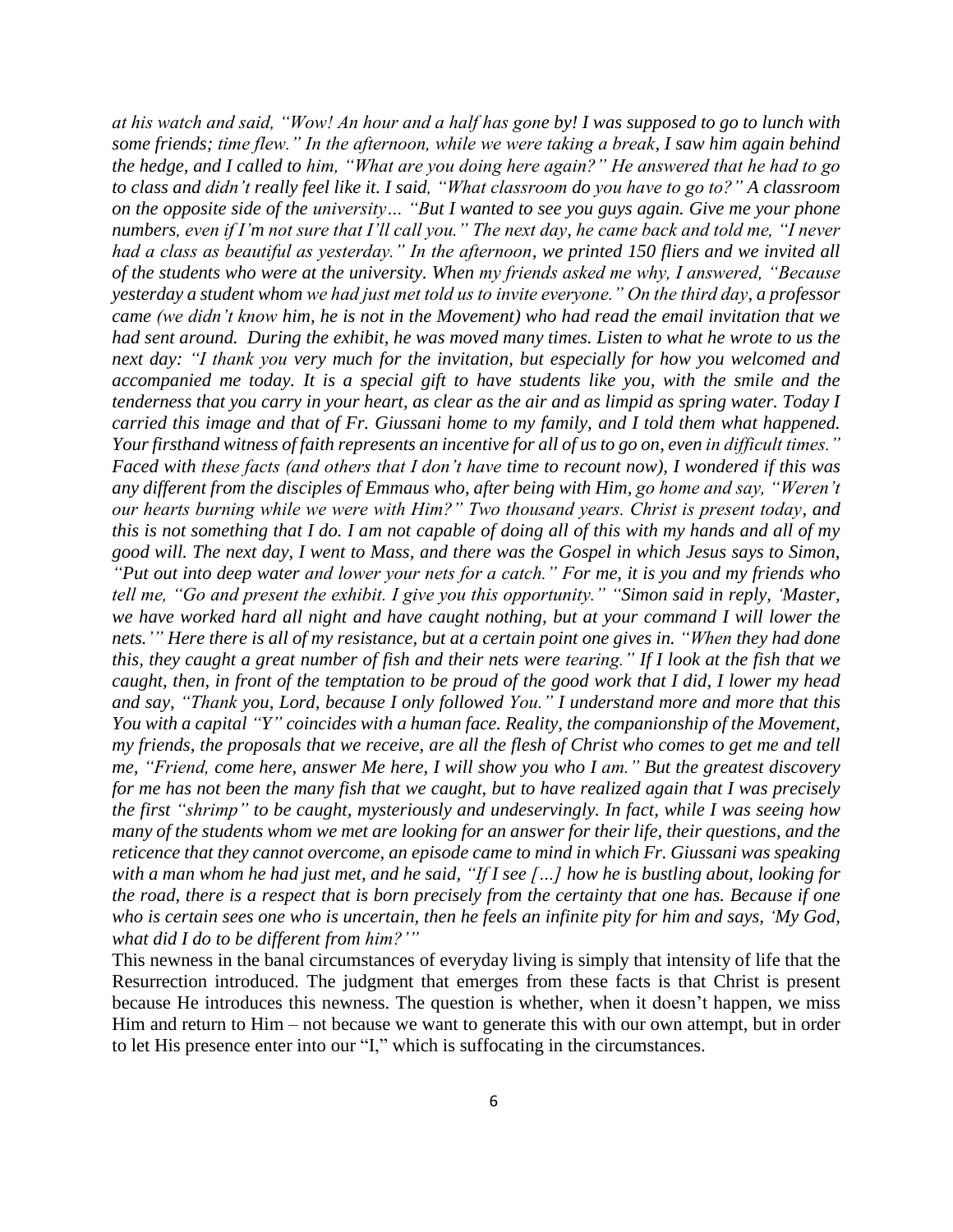*at his watch and said, "Wow! An hour and a half has gone by! I was supposed to go to lunch with some friends; time flew." In the afternoon, while we were taking a break, I saw him again behind the hedge, and I called to him, "What are you doing here again?" He answered that he had to go to class and didn't really feel like it. I said, "What classroom do you have to go to?" A classroom on the opposite side of the university… "But I wanted to see you guys again. Give me your phone numbers, even if I'm not sure that I'll call you." The next day, he came back and told me, "I never had a class as beautiful as yesterday." In the afternoon, we printed 150 fliers and we invited all of the students who were at the university. When my friends asked me why, I answered, "Because yesterday a student whom we had just met told us to invite everyone." On the third day, a professor came (we didn't know him, he is not in the Movement) who had read the email invitation that we had sent around. During the exhibit, he was moved many times. Listen to what he wrote to us the next day: "I thank you very much for the invitation, but especially for how you welcomed and accompanied me today. It is a special gift to have students like you, with the smile and the tenderness that you carry in your heart, as clear as the air and as limpid as spring water. Today I carried this image and that of Fr. Giussani home to my family, and I told them what happened. Your firsthand witness of faith represents an incentive for all of us to go on, even in difficult times." Faced with these facts (and others that I don't have time to recount now), I wondered if this was any different from the disciples of Emmaus who, after being with Him, go home and say, "Weren't our hearts burning while we were with Him?" Two thousand years. Christ is present today, and this is not something that I do. I am not capable of doing all of this with my hands and all of my good will. The next day, I went to Mass, and there was the Gospel in which Jesus says to Simon, "Put out into deep water and lower your nets for a catch." For me, it is you and my friends who tell me, "Go and present the exhibit. I give you this opportunity." "Simon said in reply, 'Master, we have worked hard all night and have caught nothing, but at your command I will lower the nets.'" Here there is all of my resistance, but at a certain point one gives in. "When they had done this, they caught a great number of fish and their nets were tearing." If I look at the fish that we caught, then, in front of the temptation to be proud of the good work that I did, I lower my head and say, "Thank you, Lord, because I only followed You." I understand more and more that this You with a capital "Y" coincides with a human face. Reality, the companionship of the Movement, my friends, the proposals that we receive, are all the flesh of Christ who comes to get me and tell me, "Friend, come here, answer Me here, I will show you who I am." But the greatest discovery for me has not been the many fish that we caught, but to have realized again that I was precisely the first "shrimp" to be caught, mysteriously and undeservingly. In fact, while I was seeing how many of the students whom we met are looking for an answer for their life, their questions, and the reticence that they cannot overcome, an episode came to mind in which Fr. Giussani was speaking with a man whom he had just met, and he said, "If I see […] how he is bustling about, looking for the road, there is a respect that is born precisely from the certainty that one has. Because if one who is certain sees one who is uncertain, then he feels an infinite pity for him and says, 'My God, what did I do to be different from him?'"*

This newness in the banal circumstances of everyday living is simply that intensity of life that the Resurrection introduced. The judgment that emerges from these facts is that Christ is present because He introduces this newness. The question is whether, when it doesn't happen, we miss Him and return to Him – not because we want to generate this with our own attempt, but in order to let His presence enter into our "I," which is suffocating in the circumstances.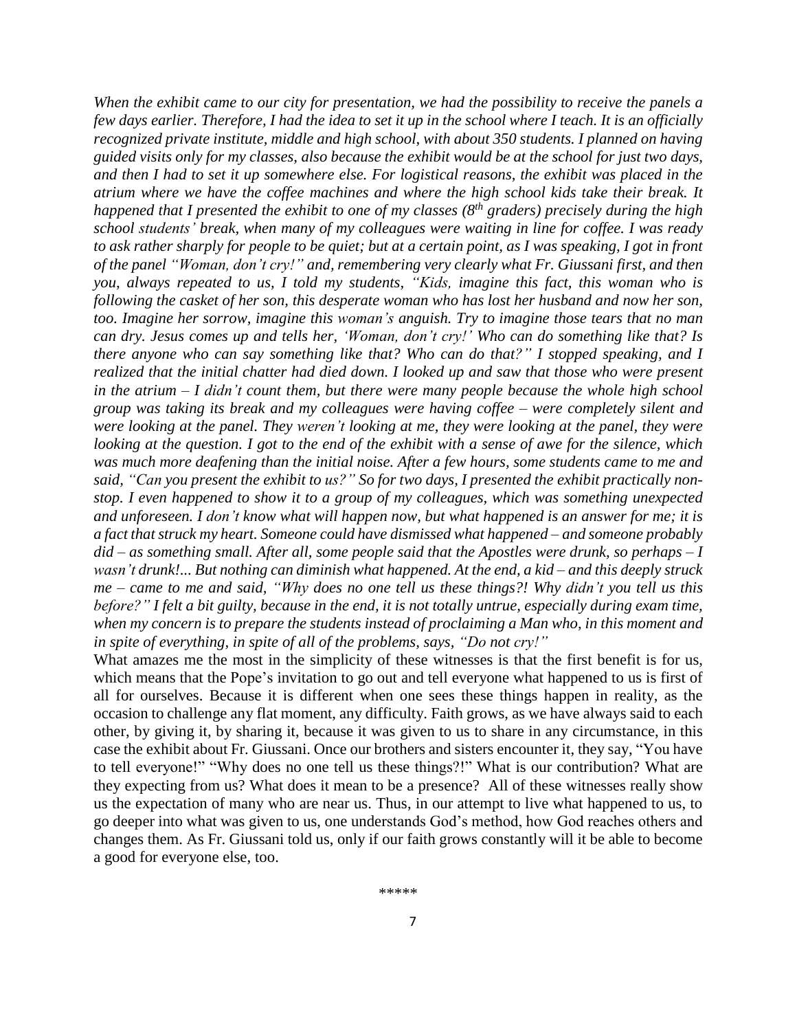*When the exhibit came to our city for presentation, we had the possibility to receive the panels a few days earlier. Therefore, I had the idea to set it up in the school where I teach. It is an officially recognized private institute, middle and high school, with about 350 students. I planned on having guided visits only for my classes, also because the exhibit would be at the school for just two days, and then I had to set it up somewhere else. For logistical reasons, the exhibit was placed in the atrium where we have the coffee machines and where the high school kids take their break. It happened that I presented the exhibit to one of my classes (8th graders) precisely during the high school students' break, when many of my colleagues were waiting in line for coffee. I was ready to ask rather sharply for people to be quiet; but at a certain point, as I was speaking, I got in front of the panel "Woman, don't cry!" and, remembering very clearly what Fr. Giussani first, and then you, always repeated to us, I told my students, "Kids, imagine this fact, this woman who is following the casket of her son, this desperate woman who has lost her husband and now her son, too. Imagine her sorrow, imagine this woman's anguish. Try to imagine those tears that no man can dry. Jesus comes up and tells her, 'Woman, don't cry!' Who can do something like that? Is there anyone who can say something like that? Who can do that?" I stopped speaking, and I realized that the initial chatter had died down. I looked up and saw that those who were present in the atrium – I didn't count them, but there were many people because the whole high school group was taking its break and my colleagues were having coffee – were completely silent and were looking at the panel. They weren't looking at me, they were looking at the panel, they were looking at the question. I got to the end of the exhibit with a sense of awe for the silence, which was much more deafening than the initial noise. After a few hours, some students came to me and said, "Can you present the exhibit to us?" So for two days, I presented the exhibit practically non-stop. I even happened to show it to a group of my colleagues, which was something unexpected and unforeseen. I don't know what will happen now, but what happened is an answer for me; it is a fact that struck my heart. Someone could have dismissed what happened – and someone probably did – as something small. After all, some people said that the Apostles were drunk, so perhaps – I wasn't drunk!... But nothing can diminish what happened. At the end, a kid – and this deeply struck me – came to me and said, "Why does no one tell us these things?! Why didn't you tell us this before?" I felt a bit guilty, because in the end, it is not totally untrue, especially during exam time, when my concern is to prepare the students instead of proclaiming a Man who, in this moment and in spite of everything, in spite of all of the problems, says, "Do not cry!"*

What amazes me the most in the simplicity of these witnesses is that the first benefit is for us, which means that the Pope's invitation to go out and tell everyone what happened to us is first of all for ourselves. Because it is different when one sees these things happen in reality, as the occasion to challenge any flat moment, any difficulty. Faith grows, as we have always said to each other, by giving it, by sharing it, because it was given to us to share in any circumstance, in this case the exhibit about Fr. Giussani. Once our brothers and sisters encounter it, they say, "You have to tell everyone!" "Why does no one tell us these things?!" What is our contribution? What are they expecting from us? What does it mean to be a presence? All of these witnesses really show us the expectation of many who are near us. Thus, in our attempt to live what happened to us, to go deeper into what was given to us, one understands God's method, how God reaches others and changes them. As Fr. Giussani told us, only if our faith grows constantly will it be able to become a good for everyone else, too.

\*\*\*\*\*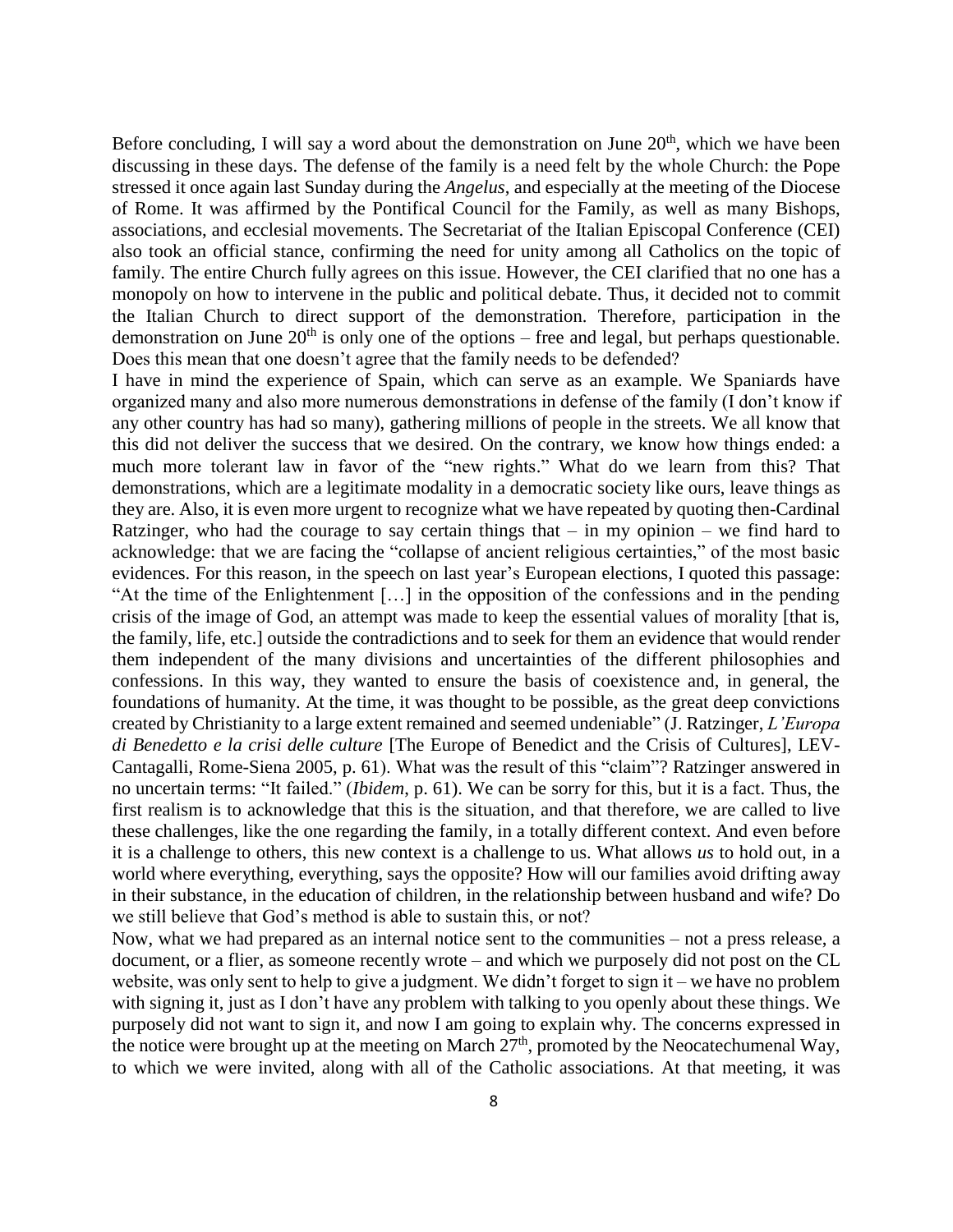Before concluding, I will say a word about the demonstration on June 20th, which we have been discussing in these days. The defense of the family is a need felt by the whole Church: the Pope stressed it once again last Sunday during the *Angelus*, and especially at the meeting of the Diocese of Rome. It was affirmed by the Pontifical Council for the Family, as well as many Bishops, associations, and ecclesial movements. The Secretariat of the Italian Episcopal Conference (CEI) also took an official stance, confirming the need for unity among all Catholics on the topic of family. The entire Church fully agrees on this issue. However, the CEI clarified that no one has a monopoly on how to intervene in the public and political debate. Thus, it decided not to commit the Italian Church to direct support of the demonstration. Therefore, participation in the demonstration on June 20th is only one of the options – free and legal, but perhaps questionable. Does this mean that one doesn't agree that the family needs to be defended?

I have in mind the experience of Spain, which can serve as an example. We Spaniards have organized many and also more numerous demonstrations in defense of the family (I don't know if any other country has had so many), gathering millions of people in the streets. We all know that this did not deliver the success that we desired. On the contrary, we know how things ended: a much more tolerant law in favor of the "new rights." What do we learn from this? That demonstrations, which are a legitimate modality in a democratic society like ours, leave things as they are. Also, it is even more urgent to recognize what we have repeated by quoting then-Cardinal Ratzinger, who had the courage to say certain things that – in my opinion – we find hard to acknowledge: that we are facing the "collapse of ancient religious certainties," of the most basic evidences. For this reason, in the speech on last year's European elections, I quoted this passage: "At the time of the Enlightenment […] in the opposition of the confessions and in the pending crisis of the image of God, an attempt was made to keep the essential values of morality [that is, the family, life, etc.] outside the contradictions and to seek for them an evidence that would render them independent of the many divisions and uncertainties of the different philosophies and confessions. In this way, they wanted to ensure the basis of coexistence and, in general, the foundations of humanity. At the time, it was thought to be possible, as the great deep convictions created by Christianity to a large extent remained and seemed undeniable" (J. Ratzinger, *L'Europa di Benedetto e la crisi delle culture* [The Europe of Benedict and the Crisis of Cultures], LEV-Cantagalli, Rome-Siena 2005, p. 61). What was the result of this "claim"? Ratzinger answered in no uncertain terms: "It failed." (*Ibidem*, p. 61). We can be sorry for this, but it is a fact. Thus, the first realism is to acknowledge that this is the situation, and that therefore, we are called to live these challenges, like the one regarding the family, in a totally different context. And even before it is a challenge to others, this new context is a challenge to us. What allows *us* to hold out, in a world where everything, everything, says the opposite? How will our families avoid drifting away in their substance, in the education of children, in the relationship between husband and wife? Do we still believe that God's method is able to sustain this, or not?

Now, what we had prepared as an internal notice sent to the communities – not a press release, a document, or a flier, as someone recently wrote – and which we purposely did not post on the CL website, was only sent to help to give a judgment. We didn't forget to sign it – we have no problem with signing it, just as I don't have any problem with talking to you openly about these things. We purposely did not want to sign it, and now I am going to explain why. The concerns expressed in the notice were brought up at the meeting on March 27th, promoted by the Neocatechumenal Way, to which we were invited, along with all of the Catholic associations. At that meeting, it was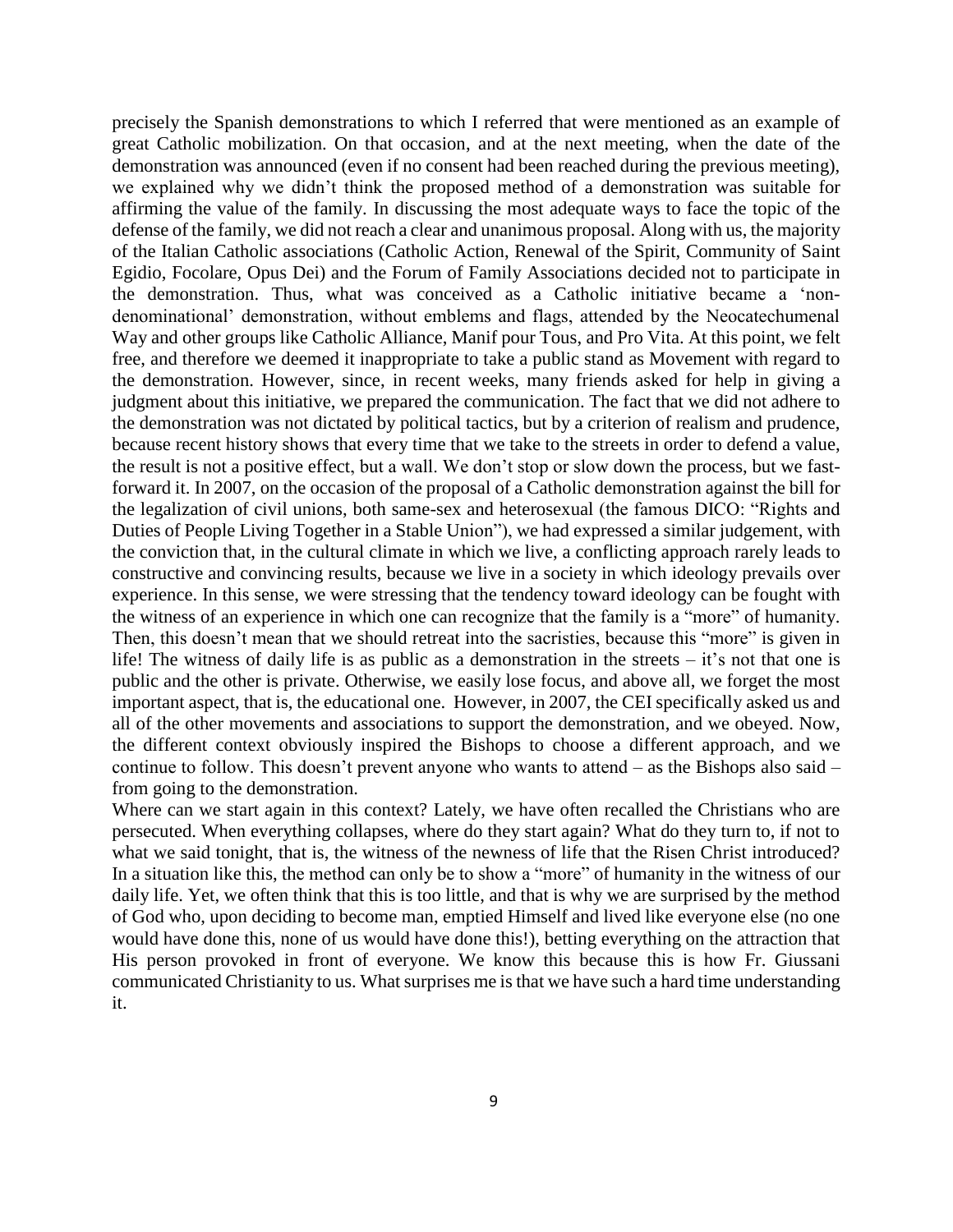precisely the Spanish demonstrations to which I referred that were mentioned as an example of great Catholic mobilization. On that occasion, and at the next meeting, when the date of the demonstration was announced (even if no consent had been reached during the previous meeting), we explained why we didn't think the proposed method of a demonstration was suitable for affirming the value of the family. In discussing the most adequate ways to face the topic of the defense of the family, we did not reach a clear and unanimous proposal. Along with us, the majority of the Italian Catholic associations (Catholic Action, Renewal of the Spirit, Community of Saint Egidio, Focolare, Opus Dei) and the Forum of Family Associations decided not to participate in the demonstration. Thus, what was conceived as a Catholic initiative became a 'non-denominational' demonstration, without emblems and flags, attended by the Neocatechumenal Way and other groups like Catholic Alliance, Manif pour Tous, and Pro Vita. At this point, we felt free, and therefore we deemed it inappropriate to take a public stand as Movement with regard to the demonstration. However, since, in recent weeks, many friends asked for help in giving a judgment about this initiative, we prepared the communication. The fact that we did not adhere to the demonstration was not dictated by political tactics, but by a criterion of realism and prudence, because recent history shows that every time that we take to the streets in order to defend a value, the result is not a positive effect, but a wall. We don't stop or slow down the process, but we fast-forward it. In 2007, on the occasion of the proposal of a Catholic demonstration against the bill for the legalization of civil unions, both same-sex and heterosexual (the famous DICO: "Rights and Duties of People Living Together in a Stable Union"), we had expressed a similar judgement, with the conviction that, in the cultural climate in which we live, a conflicting approach rarely leads to constructive and convincing results, because we live in a society in which ideology prevails over experience. In this sense, we were stressing that the tendency toward ideology can be fought with the witness of an experience in which one can recognize that the family is a "more" of humanity. Then, this doesn't mean that we should retreat into the sacristies, because this "more" is given in life! The witness of daily life is as public as a demonstration in the streets – it's not that one is public and the other is private. Otherwise, we easily lose focus, and above all, we forget the most important aspect, that is, the educational one. However, in 2007, the CEI specifically asked us and all of the other movements and associations to support the demonstration, and we obeyed. Now, the different context obviously inspired the Bishops to choose a different approach, and we continue to follow. This doesn't prevent anyone who wants to attend – as the Bishops also said – from going to the demonstration.

Where can we start again in this context? Lately, we have often recalled the Christians who are persecuted. When everything collapses, where do they start again? What do they turn to, if not to what we said tonight, that is, the witness of the newness of life that the Risen Christ introduced? In a situation like this, the method can only be to show a "more" of humanity in the witness of our daily life. Yet, we often think that this is too little, and that is why we are surprised by the method of God who, upon deciding to become man, emptied Himself and lived like everyone else (no one would have done this, none of us would have done this!), betting everything on the attraction that His person provoked in front of everyone. We know this because this is how Fr. Giussani communicated Christianity to us. What surprises me is that we have such a hard time understanding it.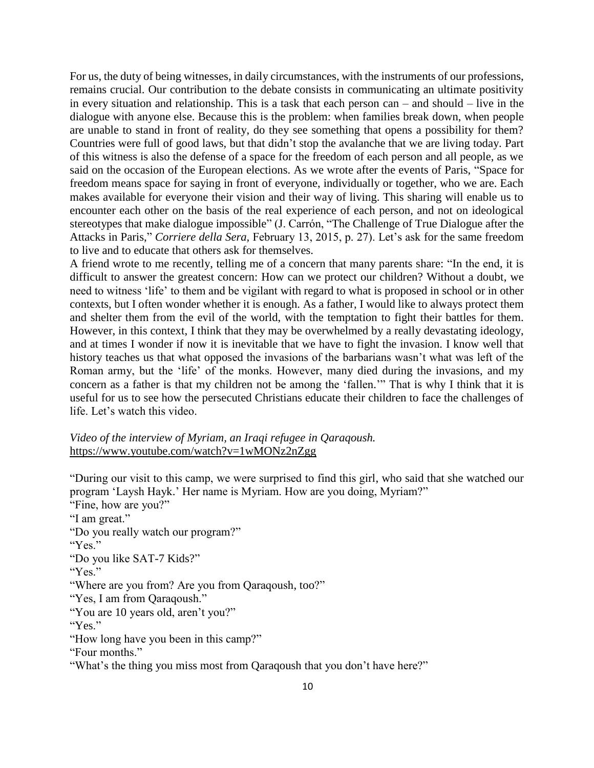For us, the duty of being witnesses, in daily circumstances, with the instruments of our professions, remains crucial. Our contribution to the debate consists in communicating an ultimate positivity in every situation and relationship. This is a task that each person can – and should – live in the dialogue with anyone else. Because this is the problem: when families break down, when people are unable to stand in front of reality, do they see something that opens a possibility for them? Countries were full of good laws, but that didn't stop the avalanche that we are living today. Part of this witness is also the defense of a space for the freedom of each person and all people, as we said on the occasion of the European elections. As we wrote after the events of Paris, "Space for freedom means space for saying in front of everyone, individually or together, who we are. Each makes available for everyone their vision and their way of living. This sharing will enable us to encounter each other on the basis of the real experience of each person, and not on ideological stereotypes that make dialogue impossible" (J. Carrón, "The Challenge of True Dialogue after the Attacks in Paris," *Corriere della Sera,* February 13, 2015, p. 27). Let's ask for the same freedom to live and to educate that others ask for themselves.

A friend wrote to me recently, telling me of a concern that many parents share: "In the end, it is difficult to answer the greatest concern: How can we protect our children? Without a doubt, we need to witness 'life' to them and be vigilant with regard to what is proposed in school or in other contexts, but I often wonder whether it is enough. As a father, I would like to always protect them and shelter them from the evil of the world, with the temptation to fight their battles for them. However, in this context, I think that they may be overwhelmed by a really devastating ideology, and at times I wonder if now it is inevitable that we have to fight the invasion. I know well that history teaches us that what opposed the invasions of the barbarians wasn't what was left of the Roman army, but the 'life' of the monks. However, many died during the invasions, and my concern as a father is that my children not be among the 'fallen.'" That is why I think that it is useful for us to see how the persecuted Christians educate their children to face the challenges of life. Let's watch this video.

*Video of the interview of Myriam, an Iraqi refugee in Qaraqoush.*
https://www.youtube.com/watch?v=1wMONz2nZgg

"During our visit to this camp, we were surprised to find this girl, who said that she watched our program 'Laysh Hayk.' Her name is Myriam. How are you doing, Myriam?"

"Fine, how are you?"

"I am great."

"Do you really watch our program?"

"Yes."

"Do you like SAT-7 Kids?"

"Yes."

"Where are you from? Are you from Qaraqoush, too?"

"Yes, I am from Qaraqoush."

"You are 10 years old, aren't you?"

"Yes."

"How long have you been in this camp?"

"Four months."

"What's the thing you miss most from Qaraqoush that you don't have here?"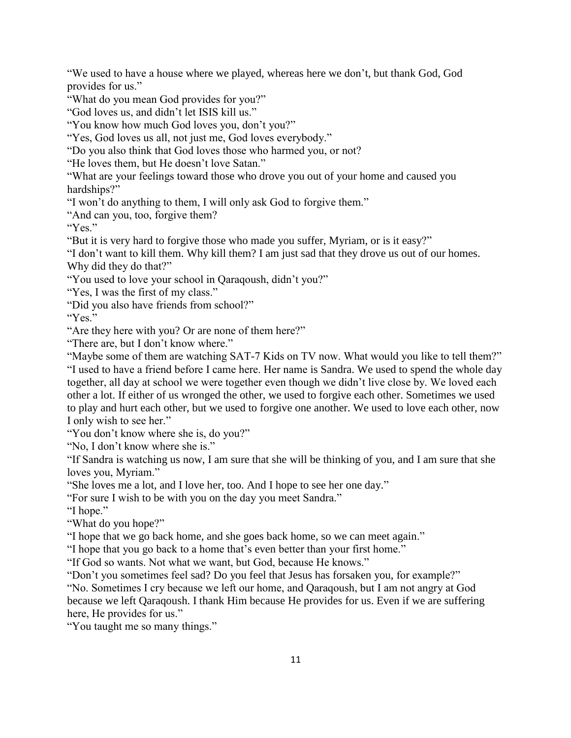"We used to have a house where we played, whereas here we don't, but thank God, God provides for us."

"What do you mean God provides for you?"

"God loves us, and didn't let ISIS kill us."

"You know how much God loves you, don't you?"

"Yes, God loves us all, not just me, God loves everybody."

"Do you also think that God loves those who harmed you, or not?

"He loves them, but He doesn't love Satan."

"What are your feelings toward those who drove you out of your home and caused you hardships?"

"I won't do anything to them, I will only ask God to forgive them."

"And can you, too, forgive them?

"Yes."

"But it is very hard to forgive those who made you suffer, Myriam, or is it easy?"

"I don't want to kill them. Why kill them? I am just sad that they drove us out of our homes. Why did they do that?"

"You used to love your school in Qaraqoush, didn't you?"

"Yes, I was the first of my class."

"Did you also have friends from school?"

"Yes."

"Are they here with you? Or are none of them here?"

"There are, but I don't know where."

"Maybe some of them are watching SAT-7 Kids on TV now. What would you like to tell them?"

"I used to have a friend before I came here. Her name is Sandra. We used to spend the whole day together, all day at school we were together even though we didn't live close by. We loved each other a lot. If either of us wronged the other, we used to forgive each other. Sometimes we used to play and hurt each other, but we used to forgive one another. We used to love each other, now I only wish to see her."

"You don't know where she is, do you?"

"No, I don't know where she is."

"If Sandra is watching us now, I am sure that she will be thinking of you, and I am sure that she loves you, Myriam."

"She loves me a lot, and I love her, too. And I hope to see her one day."

"For sure I wish to be with you on the day you meet Sandra."

"I hope."

"What do you hope?"

"I hope that we go back home, and she goes back home, so we can meet again."

"I hope that you go back to a home that's even better than your first home."

"If God so wants. Not what we want, but God, because He knows."

"Don't you sometimes feel sad? Do you feel that Jesus has forsaken you, for example?"

"No. Sometimes I cry because we left our home, and Qaraqoush, but I am not angry at God because we left Qaraqoush. I thank Him because He provides for us. Even if we are suffering here, He provides for us."

"You taught me so many things."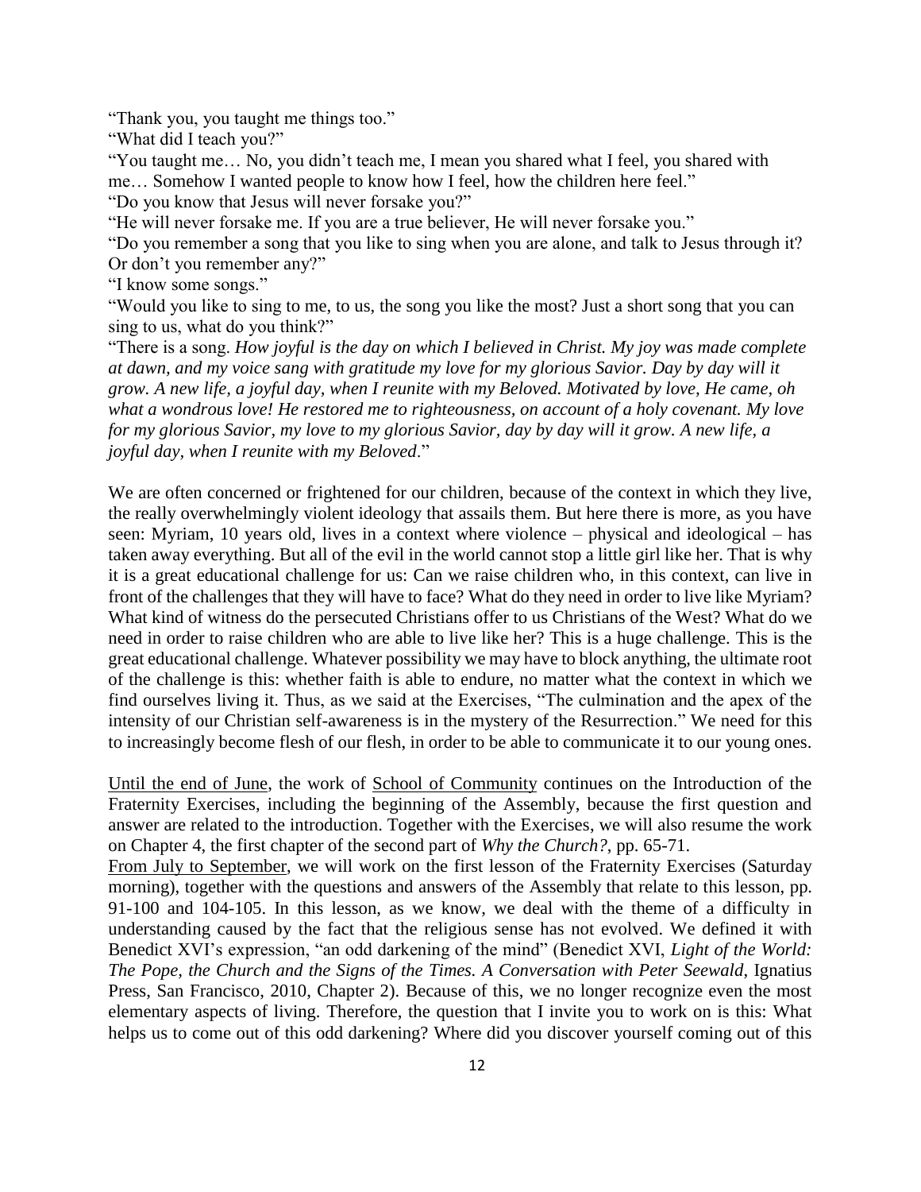"Thank you, you taught me things too."

"What did I teach you?"

"You taught me… No, you didn't teach me, I mean you shared what I feel, you shared with me… Somehow I wanted people to know how I feel, how the children here feel."

"Do you know that Jesus will never forsake you?"

"He will never forsake me. If you are a true believer, He will never forsake you."

"Do you remember a song that you like to sing when you are alone, and talk to Jesus through it? Or don't you remember any?"

"I know some songs."

"Would you like to sing to me, to us, the song you like the most? Just a short song that you can sing to us, what do you think?"

"There is a song. *How joyful is the day on which I believed in Christ. My joy was made complete at dawn, and my voice sang with gratitude my love for my glorious Savior. Day by day will it grow. A new life, a joyful day, when I reunite with my Beloved. Motivated by love, He came, oh what a wondrous love! He restored me to righteousness, on account of a holy covenant. My love for my glorious Savior, my love to my glorious Savior, day by day will it grow. A new life, a joyful day, when I reunite with my Beloved*."

We are often concerned or frightened for our children, because of the context in which they live, the really overwhelmingly violent ideology that assails them. But here there is more, as you have seen: Myriam, 10 years old, lives in a context where violence – physical and ideological – has taken away everything. But all of the evil in the world cannot stop a little girl like her. That is why it is a great educational challenge for us: Can we raise children who, in this context, can live in front of the challenges that they will have to face? What do they need in order to live like Myriam? What kind of witness do the persecuted Christians offer to us Christians of the West? What do we need in order to raise children who are able to live like her? This is a huge challenge. This is the great educational challenge. Whatever possibility we may have to block anything, the ultimate root of the challenge is this: whether faith is able to endure, no matter what the context in which we find ourselves living it. Thus, as we said at the Exercises, "The culmination and the apex of the intensity of our Christian self-awareness is in the mystery of the Resurrection." We need for this to increasingly become flesh of our flesh, in order to be able to communicate it to our young ones.

<u>Until the end of June</u>, the work of <u>School of Community</u> continues on the Introduction of the Fraternity Exercises, including the beginning of the Assembly, because the first question and answer are related to the introduction. Together with the Exercises, we will also resume the work on Chapter 4, the first chapter of the second part of *Why the Church?*, pp. 65-71.

<u>From July to September</u>, we will work on the first lesson of the Fraternity Exercises (Saturday morning), together with the questions and answers of the Assembly that relate to this lesson, pp. 91-100 and 104-105. In this lesson, as we know, we deal with the theme of a difficulty in understanding caused by the fact that the religious sense has not evolved. We defined it with Benedict XVI's expression, "an odd darkening of the mind" (Benedict XVI, *Light of the World: The Pope, the Church and the Signs of the Times. A Conversation with Peter Seewald*, Ignatius Press, San Francisco, 2010, Chapter 2). Because of this, we no longer recognize even the most elementary aspects of living. Therefore, the question that I invite you to work on is this: What helps us to come out of this odd darkening? Where did you discover yourself coming out of this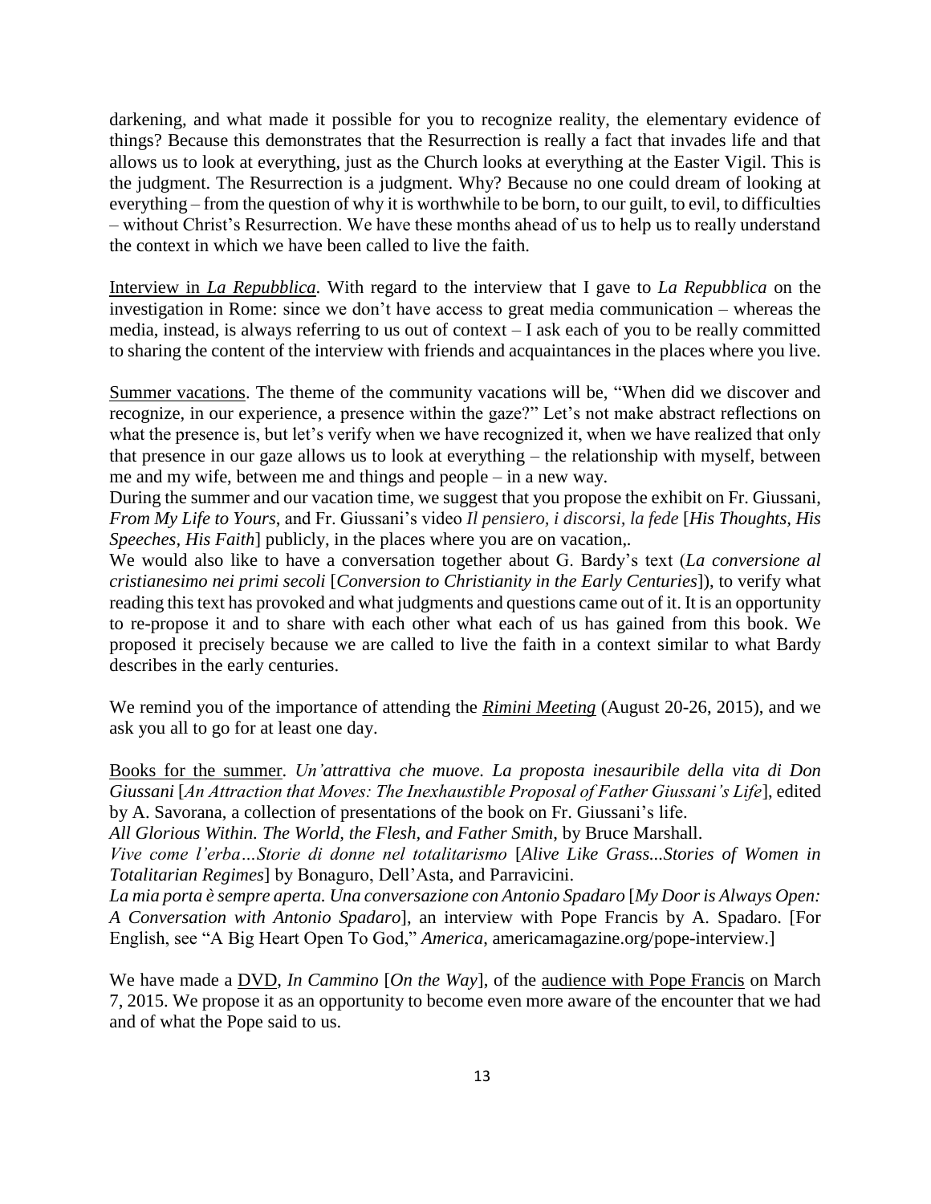darkening, and what made it possible for you to recognize reality, the elementary evidence of things? Because this demonstrates that the Resurrection is really a fact that invades life and that allows us to look at everything, just as the Church looks at everything at the Easter Vigil. This is the judgment. The Resurrection is a judgment. Why? Because no one could dream of looking at everything – from the question of why it is worthwhile to be born, to our guilt, to evil, to difficulties – without Christ's Resurrection. We have these months ahead of us to help us to really understand the context in which we have been called to live the faith.

<u>Interview in *La Repubblica*</u>. With regard to the interview that I gave to *La Repubblica* on the investigation in Rome: since we don't have access to great media communication – whereas the media, instead, is always referring to us out of context – I ask each of you to be really committed to sharing the content of the interview with friends and acquaintances in the places where you live.

<u>Summer vacations</u>. The theme of the community vacations will be, "When did we discover and recognize, in our experience, a presence within the gaze?" Let's not make abstract reflections on what the presence is, but let's verify when we have recognized it, when we have realized that only that presence in our gaze allows us to look at everything – the relationship with myself, between me and my wife, between me and things and people – in a new way.
During the summer and our vacation time, we suggest that you propose the exhibit on Fr. Giussani, *From My Life to Yours*, and Fr. Giussani's video *Il pensiero, i discorsi, la fede* [*His Thoughts, His Speeches, His Faith*] publicly, in the places where you are on vacation,.
We would also like to have a conversation together about G. Bardy's text (*La conversione al cristianesimo nei primi secoli* [*Conversion to Christianity in the Early Centuries*]), to verify what reading this text has provoked and what judgments and questions came out of it. It is an opportunity to re-propose it and to share with each other what each of us has gained from this book. We proposed it precisely because we are called to live the faith in a context similar to what Bardy describes in the early centuries.

We remind you of the importance of attending the <u>*Rimini Meeting*</u> (August 20-26, 2015), and we ask you all to go for at least one day.

<u>Books for the summer</u>. *Un'attrattiva che muove. La proposta inesauribile della vita di Don Giussani* [*An Attraction that Moves: The Inexhaustible Proposal of Father Giussani's Life*], edited by A. Savorana, a collection of presentations of the book on Fr. Giussani's life.
*All Glorious Within. The World, the Flesh, and Father Smith*, by Bruce Marshall.
*Vive come l'erba…Storie di donne nel totalitarismo* [*Alive Like Grass...Stories of Women in Totalitarian Regimes*] by Bonaguro, Dell'Asta, and Parravicini.
*La mia porta è sempre aperta. Una conversazione con Antonio Spadaro* [*My Door is Always Open: A Conversation with Antonio Spadaro*], an interview with Pope Francis by A. Spadaro. [For English, see "A Big Heart Open To God," *America*, americamagazine.org/pope-interview.]

We have made a <u>DVD</u>, *In Cammino* [*On the Way*], of the <u>audience with Pope Francis</u> on March 7, 2015. We propose it as an opportunity to become even more aware of the encounter that we had and of what the Pope said to us.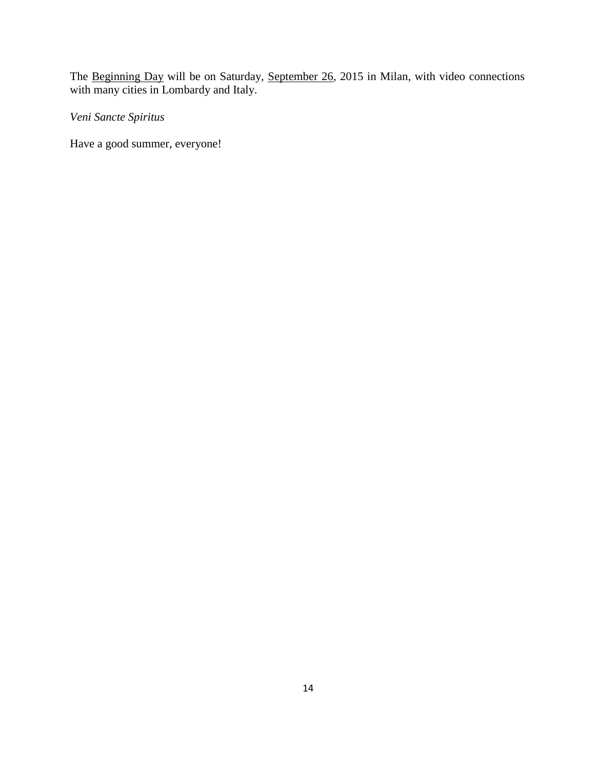The <u>Beginning Day</u> will be on Saturday, <u>September 26</u>, 2015 in Milan, with video connections with many cities in Lombardy and Italy.

*Veni Sancte Spiritus*

Have a good summer, everyone!